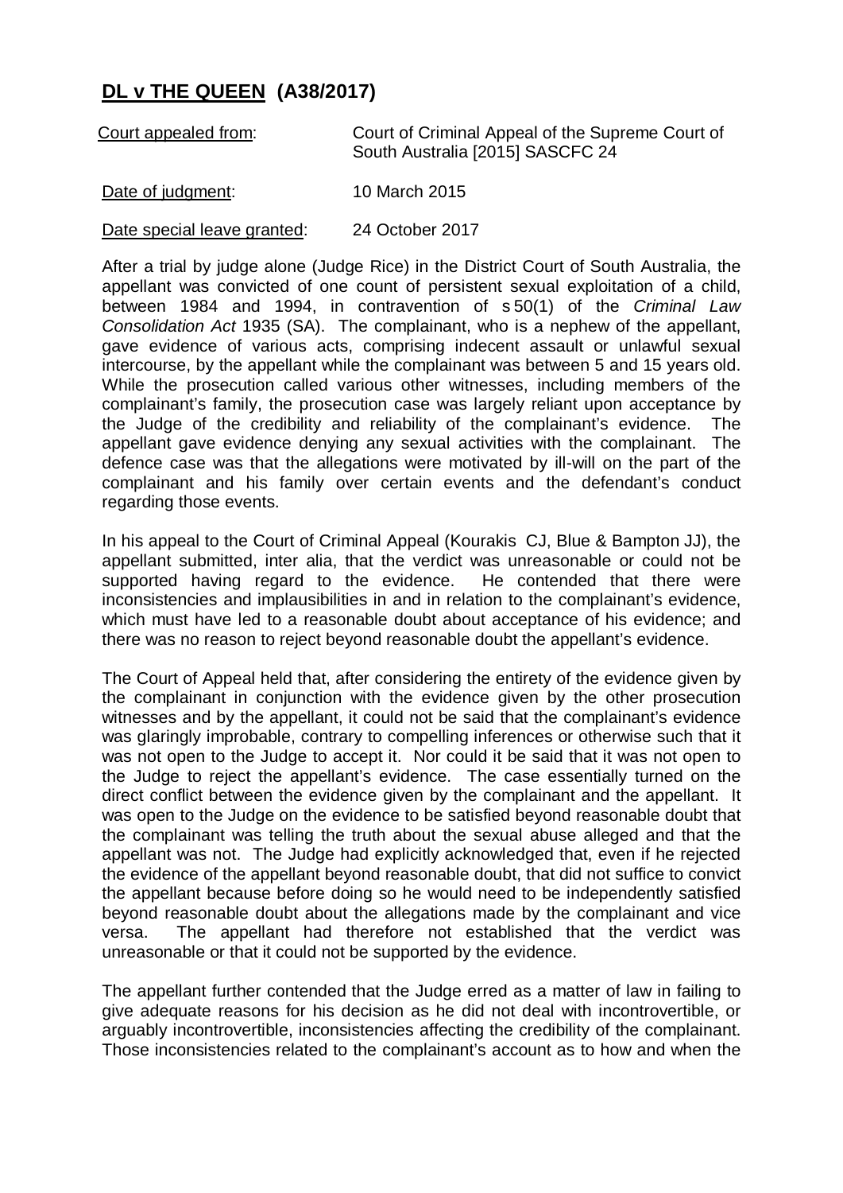# **DL v THE QUEEN (A38/2017)**

| | |
|---|---|
| Court appealed from: | Court of Criminal Appeal of the Supreme Court of South Australia [2015] SASCFC 24 |
| Date of judgment: | 10 March 2015 |
| Date special leave granted: | 24 October 2017 |

After a trial by judge alone (Judge Rice) in the District Court of South Australia, the appellant was convicted of one count of persistent sexual exploitation of a child, between 1984 and 1994, in contravention of s 50(1) of the *Criminal Law Consolidation Act* 1935 (SA). The complainant, who is a nephew of the appellant, gave evidence of various acts, comprising indecent assault or unlawful sexual intercourse, by the appellant while the complainant was between 5 and 15 years old. While the prosecution called various other witnesses, including members of the complainant's family, the prosecution case was largely reliant upon acceptance by the Judge of the credibility and reliability of the complainant's evidence. The appellant gave evidence denying any sexual activities with the complainant. The defence case was that the allegations were motivated by ill-will on the part of the complainant and his family over certain events and the defendant's conduct regarding those events.

In his appeal to the Court of Criminal Appeal (Kourakis CJ, Blue & Bampton JJ), the appellant submitted, inter alia, that the verdict was unreasonable or could not be supported having regard to the evidence. He contended that there were inconsistencies and implausibilities in and in relation to the complainant's evidence, which must have led to a reasonable doubt about acceptance of his evidence; and there was no reason to reject beyond reasonable doubt the appellant's evidence.

The Court of Appeal held that, after considering the entirety of the evidence given by the complainant in conjunction with the evidence given by the other prosecution witnesses and by the appellant, it could not be said that the complainant's evidence was glaringly improbable, contrary to compelling inferences or otherwise such that it was not open to the Judge to accept it. Nor could it be said that it was not open to the Judge to reject the appellant's evidence. The case essentially turned on the direct conflict between the evidence given by the complainant and the appellant. It was open to the Judge on the evidence to be satisfied beyond reasonable doubt that the complainant was telling the truth about the sexual abuse alleged and that the appellant was not. The Judge had explicitly acknowledged that, even if he rejected the evidence of the appellant beyond reasonable doubt, that did not suffice to convict the appellant because before doing so he would need to be independently satisfied beyond reasonable doubt about the allegations made by the complainant and vice versa. The appellant had therefore not established that the verdict was unreasonable or that it could not be supported by the evidence.

The appellant further contended that the Judge erred as a matter of law in failing to give adequate reasons for his decision as he did not deal with incontrovertible, or arguably incontrovertible, inconsistencies affecting the credibility of the complainant. Those inconsistencies related to the complainant's account as to how and when the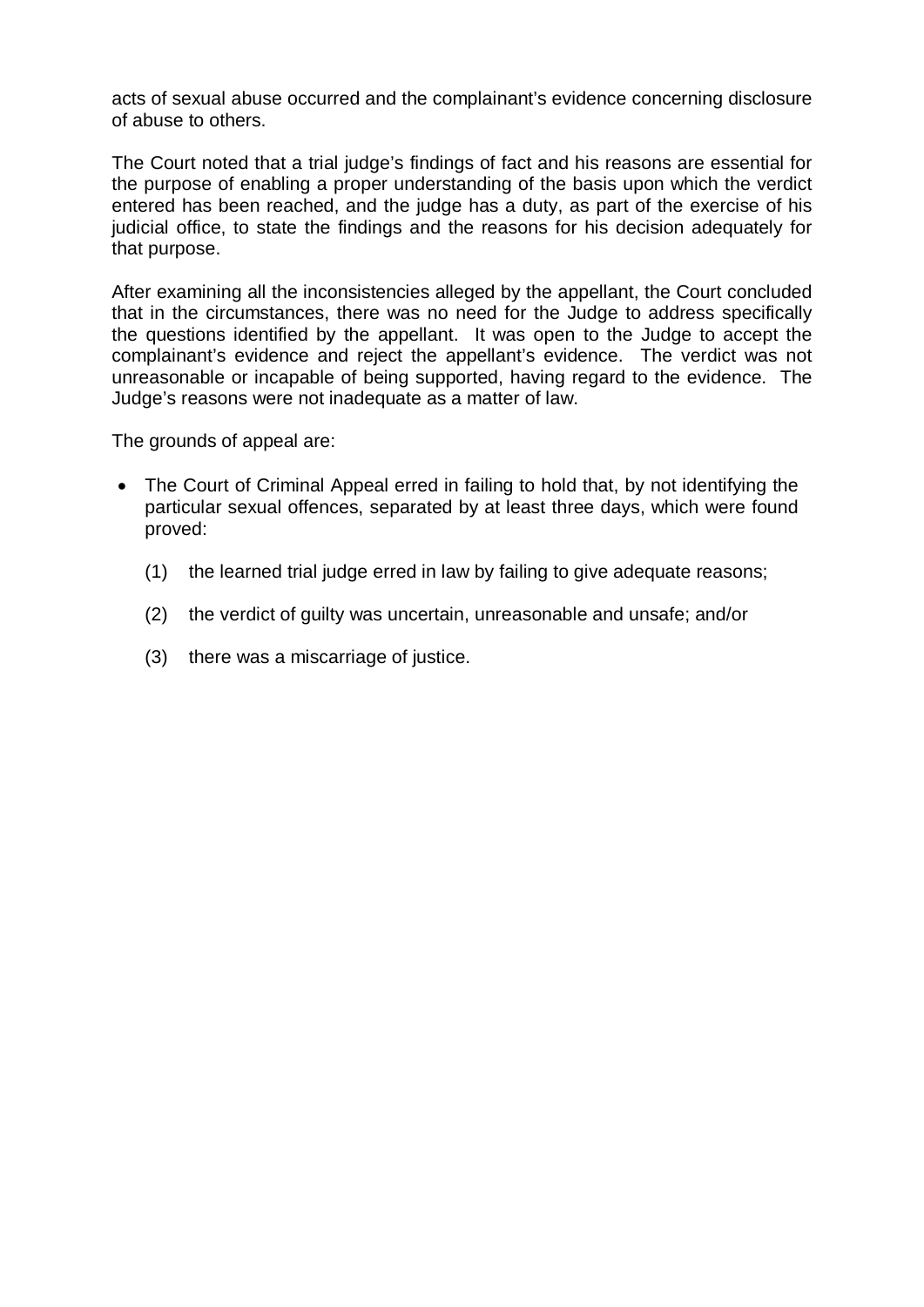acts of sexual abuse occurred and the complainant's evidence concerning disclosure of abuse to others.

The Court noted that a trial judge's findings of fact and his reasons are essential for the purpose of enabling a proper understanding of the basis upon which the verdict entered has been reached, and the judge has a duty, as part of the exercise of his judicial office, to state the findings and the reasons for his decision adequately for that purpose.

After examining all the inconsistencies alleged by the appellant, the Court concluded that in the circumstances, there was no need for the Judge to address specifically the questions identified by the appellant. It was open to the Judge to accept the complainant's evidence and reject the appellant's evidence. The verdict was not unreasonable or incapable of being supported, having regard to the evidence. The Judge's reasons were not inadequate as a matter of law.

The grounds of appeal are:

- The Court of Criminal Appeal erred in failing to hold that, by not identifying the particular sexual offences, separated by at least three days, which were found proved:

  (1) the learned trial judge erred in law by failing to give adequate reasons;

  (2) the verdict of guilty was uncertain, unreasonable and unsafe; and/or

  (3) there was a miscarriage of justice.